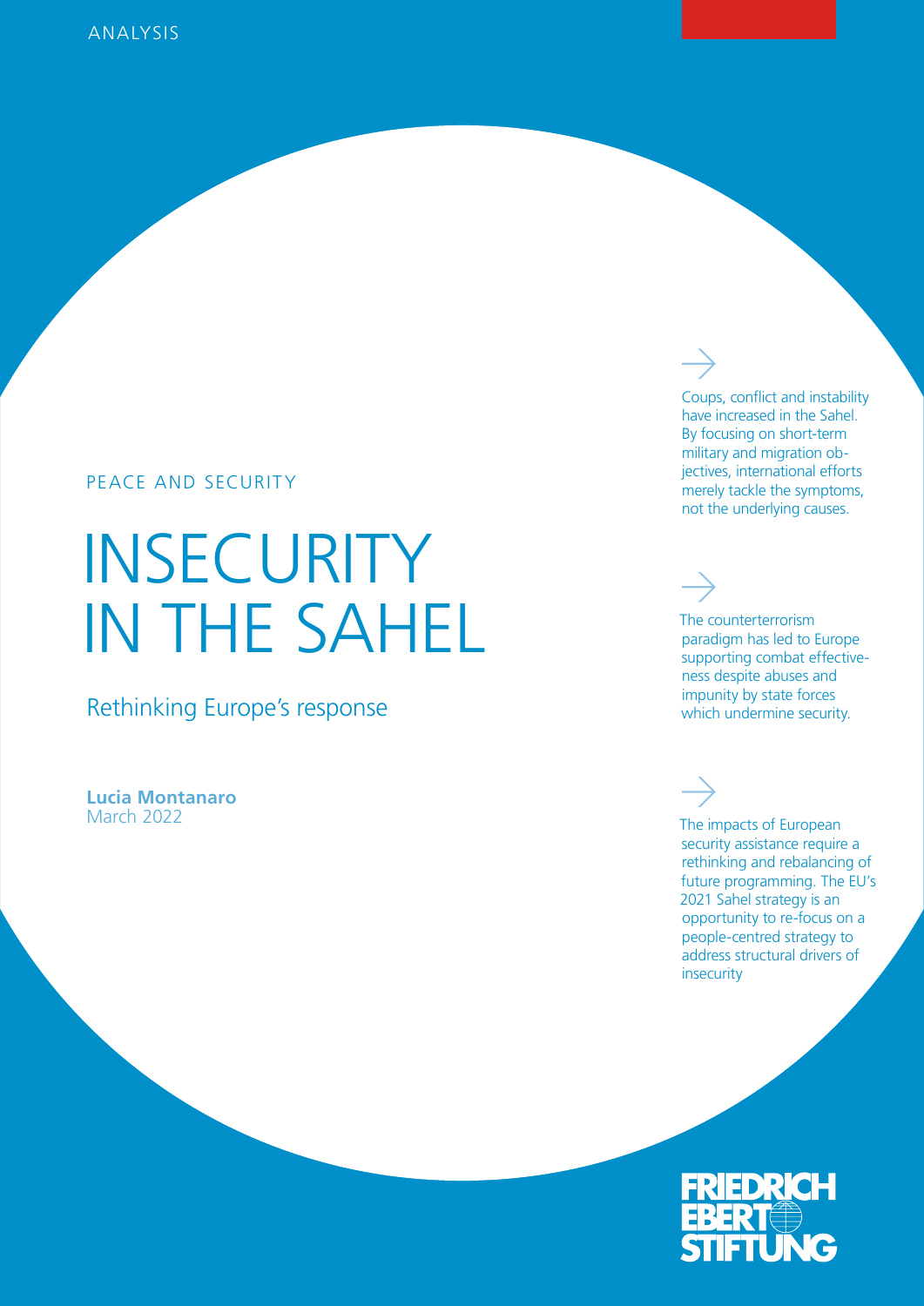ANALYSIS

PEACE AND SECURITY

# INSECURITY IN THE SAHEL

## Rethinking Europe's response

**Lucia Montanaro**
March 2022

Coups, conflict and instability have increased in the Sahel. By focusing on short-term military and migration objectives, international efforts merely tackle the symptoms, not the underlying causes.

The counterterrorism paradigm has led to Europe supporting combat effectiveness despite abuses and impunity by state forces which undermine security.

The impacts of European security assistance require a rethinking and rebalancing of future programming. The EU's 2021 Sahel strategy is an opportunity to re-focus on a people-centred strategy to address structural drivers of insecurity

FRIEDRICH EBERT STIFTUNG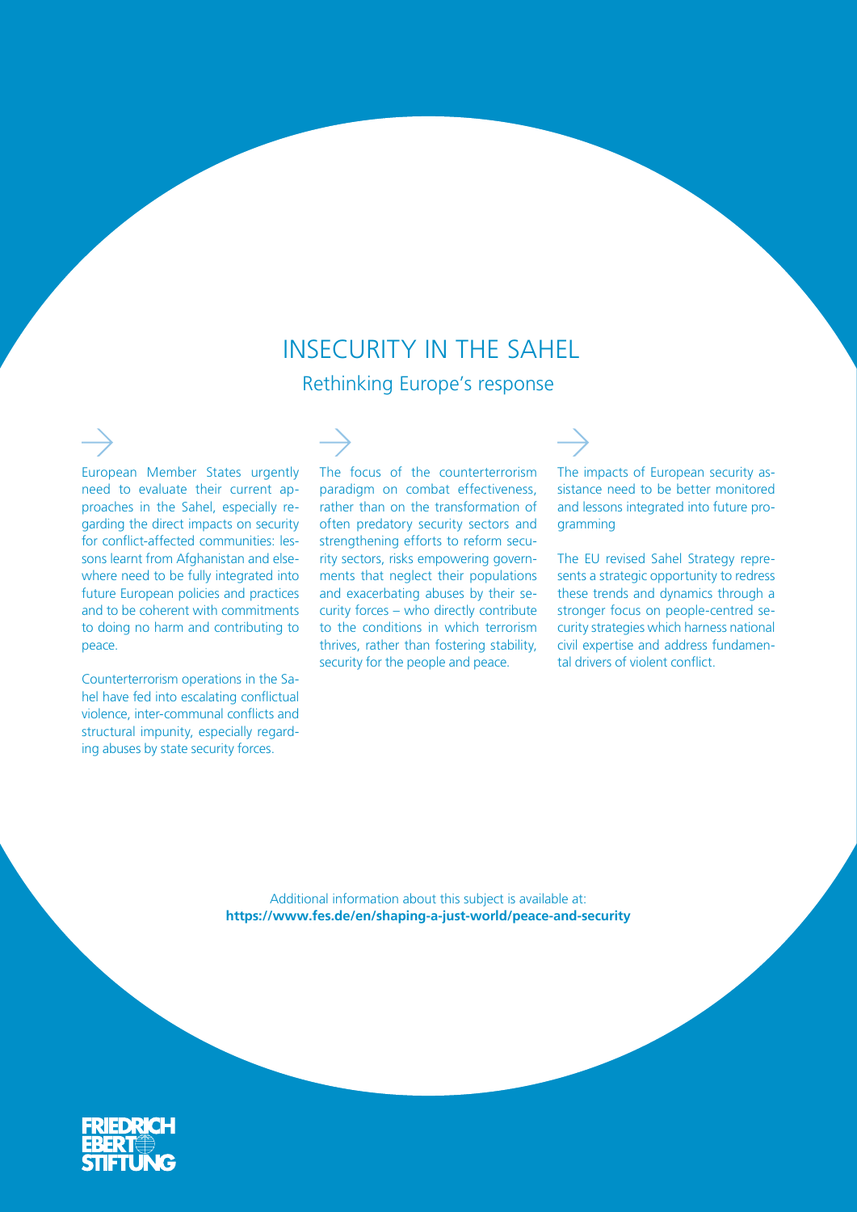# INSECURITY IN THE SAHEL

## Rethinking Europe's response

→

European Member States urgently need to evaluate their current approaches in the Sahel, especially regarding the direct impacts on security for conflict-affected communities: lessons learnt from Afghanistan and elsewhere need to be fully integrated into future European policies and practices and to be coherent with commitments to doing no harm and contributing to peace.

Counterterrorism operations in the Sahel have fed into escalating conflictual violence, inter-communal conflicts and structural impunity, especially regarding abuses by state security forces.

→

The focus of the counterterrorism paradigm on combat effectiveness, rather than on the transformation of often predatory security sectors and strengthening efforts to reform security sectors, risks empowering governments that neglect their populations and exacerbating abuses by their security forces – who directly contribute to the conditions in which terrorism thrives, rather than fostering stability, security for the people and peace.

→

The impacts of European security assistance need to be better monitored and lessons integrated into future programming

The EU revised Sahel Strategy represents a strategic opportunity to redress these trends and dynamics through a stronger focus on people-centred security strategies which harness national civil expertise and address fundamental drivers of violent conflict.

Additional information about this subject is available at:
**https://www.fes.de/en/shaping-a-just-world/peace-and-security**

FRIEDRICH EBERT STIFTUNG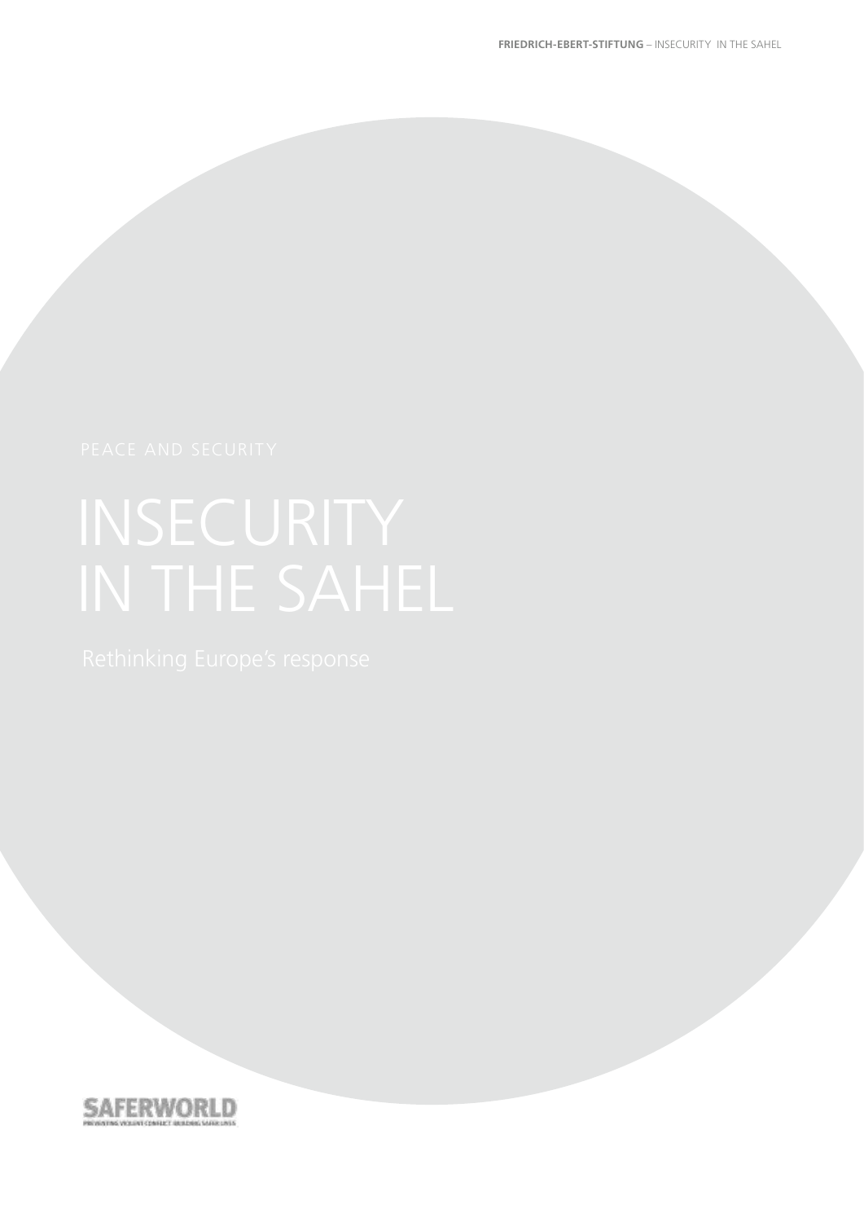PEACE AND SECURITY

# INSECURITY IN THE SAHEL

Rethinking Europe's response

SAFERWORLD

PREVENTING VIOLENT CONFLICT. BUILDING SAFER LIVES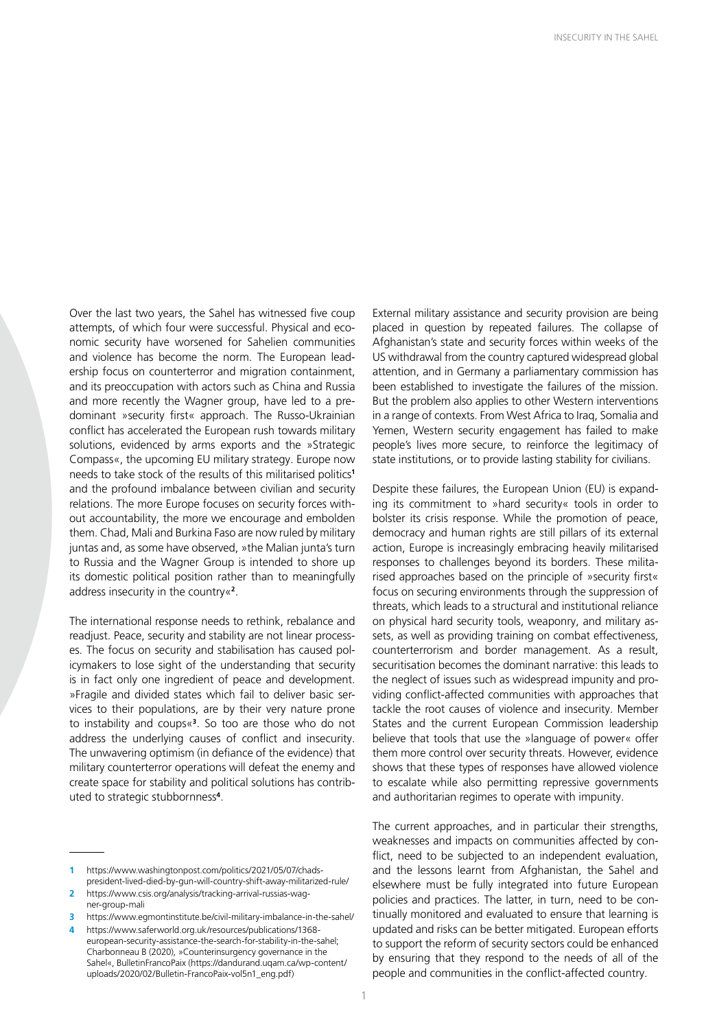Over the last two years, the Sahel has witnessed five coup attempts, of which four were successful. Physical and economic security have worsened for Sahelien communities and violence has become the norm. The European leadership focus on counterterror and migration containment, and its preoccupation with actors such as China and Russia and more recently the Wagner group, have led to a predominant »security first« approach. The Russo-Ukrainian conflict has accelerated the European rush towards military solutions, evidenced by arms exports and the »Strategic Compass«, the upcoming EU military strategy. Europe now needs to take stock of the results of this militarised politics[1] and the profound imbalance between civilian and security relations. The more Europe focuses on security forces without accountability, the more we encourage and embolden them. Chad, Mali and Burkina Faso are now ruled by military juntas and, as some have observed, »the Malian junta's turn to Russia and the Wagner Group is intended to shore up its domestic political position rather than to meaningfully address insecurity in the country«[2].

The international response needs to rethink, rebalance and readjust. Peace, security and stability are not linear processes. The focus on security and stabilisation has caused policymakers to lose sight of the understanding that security is in fact only one ingredient of peace and development. »Fragile and divided states which fail to deliver basic services to their populations, are by their very nature prone to instability and coups«[3]. So too are those who do not address the underlying causes of conflict and insecurity. The unwavering optimism (in defiance of the evidence) that military counterterror operations will defeat the enemy and create space for stability and political solutions has contributed to strategic stubbornness[4].

External military assistance and security provision are being placed in question by repeated failures. The collapse of Afghanistan's state and security forces within weeks of the US withdrawal from the country captured widespread global attention, and in Germany a parliamentary commission has been established to investigate the failures of the mission. But the problem also applies to other Western interventions in a range of contexts. From West Africa to Iraq, Somalia and Yemen, Western security engagement has failed to make people's lives more secure, to reinforce the legitimacy of state institutions, or to provide lasting stability for civilians.

Despite these failures, the European Union (EU) is expanding its commitment to »hard security« tools in order to bolster its crisis response. While the promotion of peace, democracy and human rights are still pillars of its external action, Europe is increasingly embracing heavily militarised responses to challenges beyond its borders. These militarised approaches based on the principle of »security first« focus on securing environments through the suppression of threats, which leads to a structural and institutional reliance on physical hard security tools, weaponry, and military assets, as well as providing training on combat effectiveness, counterterrorism and border management. As a result, securitisation becomes the dominant narrative: this leads to the neglect of issues such as widespread impunity and providing conflict-affected communities with approaches that tackle the root causes of violence and insecurity. Member States and the current European Commission leadership believe that tools that use the »language of power« offer them more control over security threats. However, evidence shows that these types of responses have allowed violence to escalate while also permitting repressive governments and authoritarian regimes to operate with impunity.

The current approaches, and in particular their strengths, weaknesses and impacts on communities affected by conflict, need to be subjected to an independent evaluation, and the lessons learnt from Afghanistan, the Sahel and elsewhere must be fully integrated into future European policies and practices. The latter, in turn, need to be continually monitored and evaluated to ensure that learning is updated and risks can be better mitigated. European efforts to support the reform of security sectors could be enhanced by ensuring that they respond to the needs of all of the people and communities in the conflict-affected country.

---

1 https://www.washingtonpost.com/politics/2021/05/07/chads-president-lived-died-by-gun-will-country-shift-away-militarized-rule/

2 https://www.csis.org/analysis/tracking-arrival-russias-wagner-group-mali

3 https://www.egmontinstitute.be/civil-military-imbalance-in-the-sahel/

4 https://www.saferworld.org.uk/resources/publications/1368-european-security-assistance-the-search-for-stability-in-the-sahel; Charbonneau B (2020), »Counterinsurgency governance in the Sahel«, BulletinFrancoPaix (https://dandurand.uqam.ca/wp-content/uploads/2020/02/Bulletin-FrancoPaix-vol5n1_eng.pdf)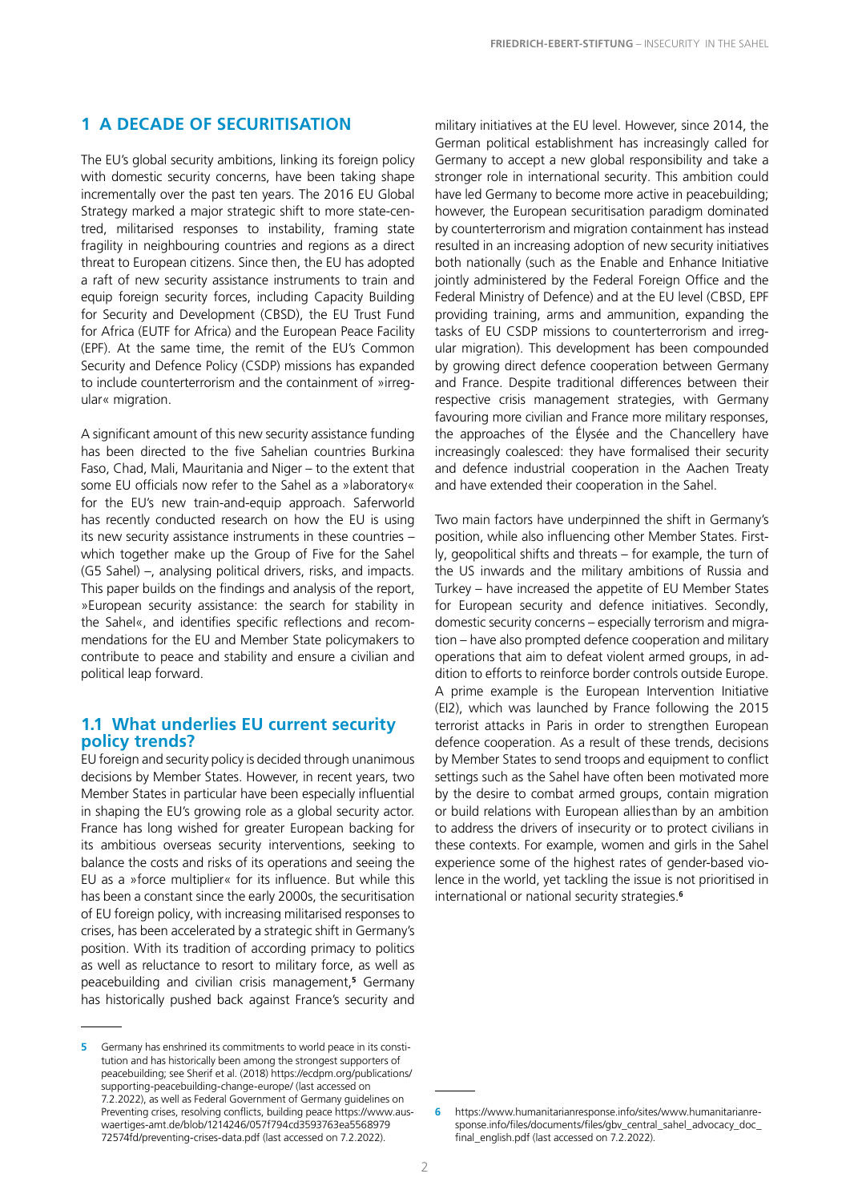## 1 A DECADE OF SECURITISATION

The EU's global security ambitions, linking its foreign policy with domestic security concerns, have been taking shape incrementally over the past ten years. The 2016 EU Global Strategy marked a major strategic shift to more state-centred, militarised responses to instability, framing state fragility in neighbouring countries and regions as a direct threat to European citizens. Since then, the EU has adopted a raft of new security assistance instruments to train and equip foreign security forces, including Capacity Building for Security and Development (CBSD), the EU Trust Fund for Africa (EUTF for Africa) and the European Peace Facility (EPF). At the same time, the remit of the EU's Common Security and Defence Policy (CSDP) missions has expanded to include counterterrorism and the containment of »irregular« migration.

A significant amount of this new security assistance funding has been directed to the five Sahelian countries Burkina Faso, Chad, Mali, Mauritania and Niger – to the extent that some EU officials now refer to the Sahel as a »laboratory« for the EU's new train-and-equip approach. Saferworld has recently conducted research on how the EU is using its new security assistance instruments in these countries – which together make up the Group of Five for the Sahel (G5 Sahel) –, analysing political drivers, risks, and impacts. This paper builds on the findings and analysis of the report, »European security assistance: the search for stability in the Sahel«, and identifies specific reflections and recommendations for the EU and Member State policymakers to contribute to peace and stability and ensure a civilian and political leap forward.

### 1.1 What underlies EU current security policy trends?

EU foreign and security policy is decided through unanimous decisions by Member States. However, in recent years, two Member States in particular have been especially influential in shaping the EU's growing role as a global security actor. France has long wished for greater European backing for its ambitious overseas security interventions, seeking to balance the costs and risks of its operations and seeing the EU as a »force multiplier« for its influence. But while this has been a constant since the early 2000s, the securitisation of EU foreign policy, with increasing militarised responses to crises, has been accelerated by a strategic shift in Germany's position. With its tradition of according primacy to politics as well as reluctance to resort to military force, as well as peacebuilding and civilian crisis management,[5] Germany has historically pushed back against France's security and military initiatives at the EU level. However, since 2014, the German political establishment has increasingly called for Germany to accept a new global responsibility and take a stronger role in international security. This ambition could have led Germany to become more active in peacebuilding; however, the European securitisation paradigm dominated by counterterrorism and migration containment has instead resulted in an increasing adoption of new security initiatives both nationally (such as the Enable and Enhance Initiative jointly administered by the Federal Foreign Office and the Federal Ministry of Defence) and at the EU level (CBSD, EPF providing training, arms and ammunition, expanding the tasks of EU CSDP missions to counterterrorism and irregular migration). This development has been compounded by growing direct defence cooperation between Germany and France. Despite traditional differences between their respective crisis management strategies, with Germany favouring more civilian and France more military responses, the approaches of the Élysée and the Chancellery have increasingly coalesced: they have formalised their security and defence industrial cooperation in the Aachen Treaty and have extended their cooperation in the Sahel.

Two main factors have underpinned the shift in Germany's position, while also influencing other Member States. Firstly, geopolitical shifts and threats – for example, the turn of the US inwards and the military ambitions of Russia and Turkey – have increased the appetite of EU Member States for European security and defence initiatives. Secondly, domestic security concerns – especially terrorism and migration – have also prompted defence cooperation and military operations that aim to defeat violent armed groups, in addition to efforts to reinforce border controls outside Europe. A prime example is the European Intervention Initiative (EI2), which was launched by France following the 2015 terrorist attacks in Paris in order to strengthen European defence cooperation. As a result of these trends, decisions by Member States to send troops and equipment to conflict settings such as the Sahel have often been motivated more by the desire to combat armed groups, contain migration or build relations with European allies than by an ambition to address the drivers of insecurity or to protect civilians in these contexts. For example, women and girls in the Sahel experience some of the highest rates of gender-based violence in the world, yet tackling the issue is not prioritised in international or national security strategies.[6]

---

[5] Germany has enshrined its commitments to world peace in its constitution and has historically been among the strongest supporters of peacebuilding; see Sherif et al. (2018) https://ecdpm.org/publications/supporting-peacebuilding-change-europe/ (last accessed on 7.2.2022), as well as Federal Government of Germany guidelines on Preventing crises, resolving conflicts, building peace https://www.auswaertiges-amt.de/blob/1214246/057f794cd3593763ea5568979 72574fd/preventing-crises-data.pdf (last accessed on 7.2.2022).

[6] https://www.humanitarianresponse.info/sites/www.humanitarianresponse.info/files/documents/files/gbv_central_sahel_advocacy_doc_final_english.pdf (last accessed on 7.2.2022).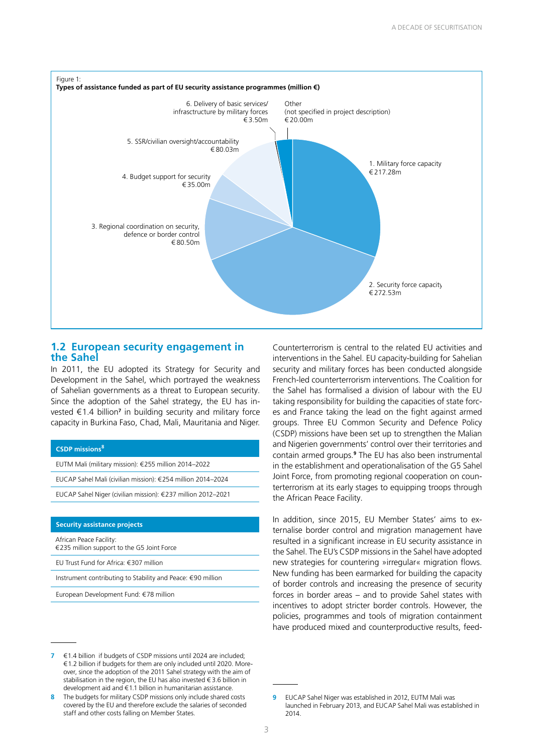Figure 1:
**Types of assistance funded as part of EU security assistance programmes (million €)**

| Type of assistance | Amount |
|---|---|
| 1. Military force capacity | €217.28m |
| 2. Security force capacity | €272.53m |
| 3. Regional coordination on security, defence or border control | €80.50m |
| 4. Budget support for security | €35.00m |
| 5. SSR/civilian oversight/accountability | €80.03m |
| 6. Delivery of basic services/infrasctructure by military forces | €3.50m |
| Other (not specified in project description) | €20.00m |

## 1.2 European security engagement in the Sahel

In 2011, the EU adopted its Strategy for Security and Development in the Sahel, which portrayed the weakness of Sahelian governments as a threat to European security. Since the adoption of the Sahel strategy, the EU has invested €1.4 billion[7] in building security and military force capacity in Burkina Faso, Chad, Mali, Mauritania and Niger.

| CSDP missions[8] |
|---|
| EUTM Mali (military mission): €255 million 2014–2022 |
| EUCAP Sahel Mali (civilian mission): €254 million 2014–2024 |
| EUCAP Sahel Niger (civilian mission): €237 million 2012–2021 |

| Security assistance projects |
|---|
| African Peace Facility: €235 million support to the G5 Joint Force |
| EU Trust Fund for Africa: €307 million |
| Instrument contributing to Stability and Peace: €90 million |
| European Development Fund: €78 million |

Counterterrorism is central to the related EU activities and interventions in the Sahel. EU capacity-building for Sahelian security and military forces has been conducted alongside French-led counterterrorism interventions. The Coalition for the Sahel has formalised a division of labour with the EU taking responsibility for building the capacities of state forces and France taking the lead on the fight against armed groups. Three EU Common Security and Defence Policy (CSDP) missions have been set up to strengthen the Malian and Nigerien governments' control over their territories and contain armed groups.[9] The EU has also been instrumental in the establishment and operationalisation of the G5 Sahel Joint Force, from promoting regional cooperation on counterterrorism at its early stages to equipping troops through the African Peace Facility.

In addition, since 2015, EU Member States' aims to externalise border control and migration management have resulted in a significant increase in EU security assistance in the Sahel. The EU's CSDP missions in the Sahel have adopted new strategies for countering »irregular« migration flows. New funding has been earmarked for building the capacity of border controls and increasing the presence of security forces in border areas – and to provide Sahel states with incentives to adopt stricter border controls. However, the policies, programmes and tools of migration containment have produced mixed and counterproductive results, feed-

---

7 €1.4 billion if budgets of CSDP missions until 2024 are included; €1.2 billion if budgets for them are only included until 2020. Moreover, since the adoption of the 2011 Sahel strategy with the aim of stabilisation in the region, the EU has also invested €3.6 billion in development aid and €1.1 billion in humanitarian assistance.

8 The budgets for military CSDP missions only include shared costs covered by the EU and therefore exclude the salaries of seconded staff and other costs falling on Member States.

9 EUCAP Sahel Niger was established in 2012, EUTM Mali was launched in February 2013, and EUCAP Sahel Mali was established in 2014.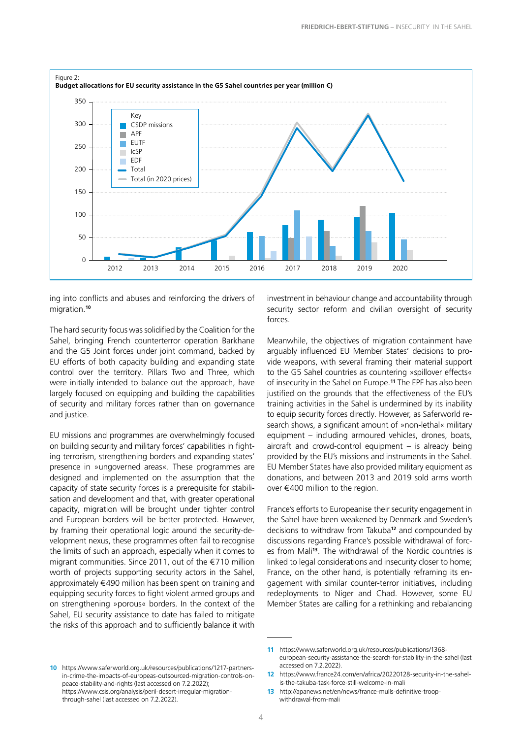Figure 2:
**Budget allocations for EU security assistance in the G5 Sahel countries per year (million €)**

ing into conflicts and abuses and reinforcing the drivers of migration.[10]

The hard security focus was solidified by the Coalition for the Sahel, bringing French counterterror operation Barkhane and the G5 Joint forces under joint command, backed by EU efforts of both capacity building and expanding state control over the territory. Pillars Two and Three, which were initially intended to balance out the approach, have largely focused on equipping and building the capabilities of security and military forces rather than on governance and justice.

EU missions and programmes are overwhelmingly focused on building security and military forces' capabilities in fighting terrorism, strengthening borders and expanding states' presence in »ungoverned areas«. These programmes are designed and implemented on the assumption that the capacity of state security forces is a prerequisite for stabilisation and development and that, with greater operational capacity, migration will be brought under tighter control and European borders will be better protected. However, by framing their operational logic around the security-development nexus, these programmes often fail to recognise the limits of such an approach, especially when it comes to migrant communities. Since 2011, out of the €710 million worth of projects supporting security actors in the Sahel, approximately €490 million has been spent on training and equipping security forces to fight violent armed groups and on strengthening »porous« borders. In the context of the Sahel, EU security assistance to date has failed to mitigate the risks of this approach and to sufficiently balance it with investment in behaviour change and accountability through security sector reform and civilian oversight of security forces.

Meanwhile, the objectives of migration containment have arguably influenced EU Member States' decisions to provide weapons, with several framing their material support to the G5 Sahel countries as countering »spillover effects« of insecurity in the Sahel on Europe.[11] The EPF has also been justified on the grounds that the effectiveness of the EU's training activities in the Sahel is undermined by its inability to equip security forces directly. However, as Saferworld research shows, a significant amount of »non-lethal« military equipment – including armoured vehicles, drones, boats, aircraft and crowd-control equipment – is already being provided by the EU's missions and instruments in the Sahel. EU Member States have also provided military equipment as donations, and between 2013 and 2019 sold arms worth over €400 million to the region.

France's efforts to Europeanise their security engagement in the Sahel have been weakened by Denmark and Sweden's decisions to withdraw from Takuba[12] and compounded by discussions regarding France's possible withdrawal of forces from Mali[13]. The withdrawal of the Nordic countries is linked to legal considerations and insecurity closer to home; France, on the other hand, is potentially reframing its engagement with similar counter-terror initiatives, including redeployments to Niger and Chad. However, some EU Member States are calling for a rethinking and rebalancing

---

10 https://www.saferworld.org.uk/resources/publications/1217-partners-in-crime-the-impacts-of-europeas-outsourced-migration-controls-on-peace-stability-and-rights (last accessed on 7.2.2022); https://www.csis.org/analysis/peril-desert-irregular-migration-through-sahel (last accessed on 7.2.2022).

11 https://www.saferworld.org.uk/resources/publications/1368-european-security-assistance-the-search-for-stability-in-the-sahel (last accessed on 7.2.2022).

12 https://www.france24.com/en/africa/20220128-security-in-the-sahel-is-the-takuba-task-force-still-welcome-in-mali

13 http://apanews.net/en/news/france-mulls-definitive-troop-withdrawal-from-mali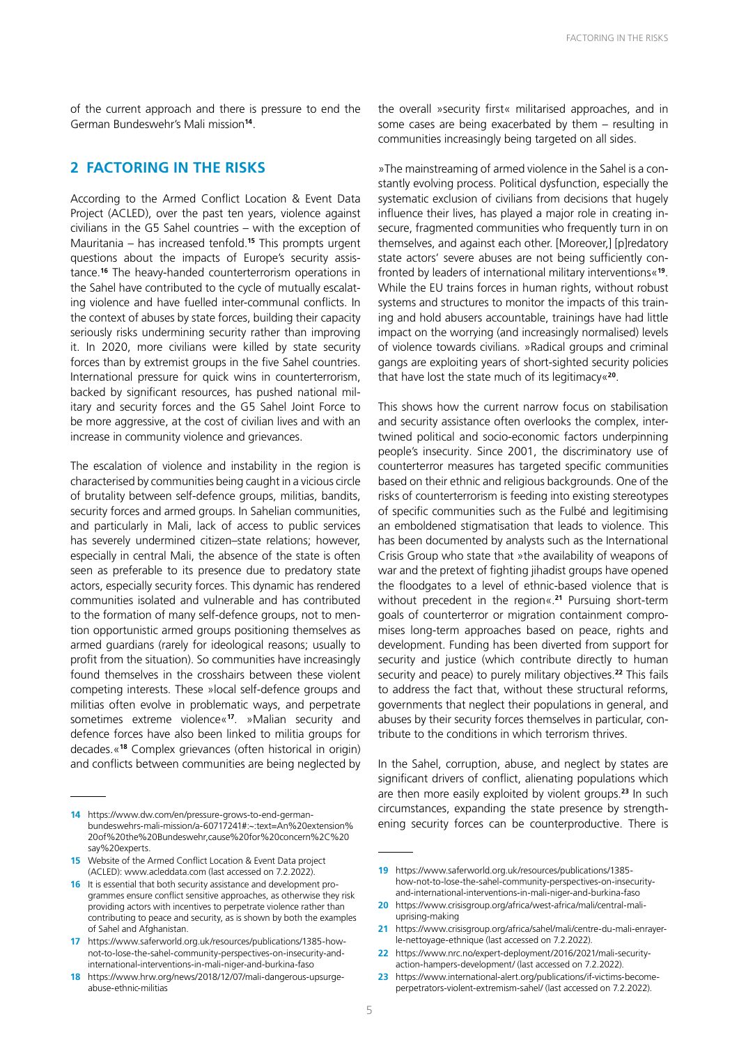of the current approach and there is pressure to end the German Bundeswehr's Mali mission[14].

## 2 FACTORING IN THE RISKS

According to the Armed Conflict Location & Event Data Project (ACLED), over the past ten years, violence against civilians in the G5 Sahel countries – with the exception of Mauritania – has increased tenfold.[15] This prompts urgent questions about the impacts of Europe's security assistance.[16] The heavy-handed counterterrorism operations in the Sahel have contributed to the cycle of mutually escalating violence and have fuelled inter-communal conflicts. In the context of abuses by state forces, building their capacity seriously risks undermining security rather than improving it. In 2020, more civilians were killed by state security forces than by extremist groups in the five Sahel countries. International pressure for quick wins in counterterrorism, backed by significant resources, has pushed national military and security forces and the G5 Sahel Joint Force to be more aggressive, at the cost of civilian lives and with an increase in community violence and grievances.

The escalation of violence and instability in the region is characterised by communities being caught in a vicious circle of brutality between self-defence groups, militias, bandits, security forces and armed groups. In Sahelian communities, and particularly in Mali, lack of access to public services has severely undermined citizen–state relations; however, especially in central Mali, the absence of the state is often seen as preferable to its presence due to predatory state actors, especially security forces. This dynamic has rendered communities isolated and vulnerable and has contributed to the formation of many self-defence groups, not to mention opportunistic armed groups positioning themselves as armed guardians (rarely for ideological reasons; usually to profit from the situation). So communities have increasingly found themselves in the crosshairs between these violent competing interests. These »local self-defence groups and militias often evolve in problematic ways, and perpetrate sometimes extreme violence«[17]. »Malian security and defence forces have also been linked to militia groups for decades.«[18] Complex grievances (often historical in origin) and conflicts between communities are being neglected by the overall »security first« militarised approaches, and in some cases are being exacerbated by them – resulting in communities increasingly being targeted on all sides.

»The mainstreaming of armed violence in the Sahel is a constantly evolving process. Political dysfunction, especially the systematic exclusion of civilians from decisions that hugely influence their lives, has played a major role in creating insecure, fragmented communities who frequently turn in on themselves, and against each other. [Moreover,] [p]redatory state actors' severe abuses are not being sufficiently confronted by leaders of international military interventions«[19]. While the EU trains forces in human rights, without robust systems and structures to monitor the impacts of this training and hold abusers accountable, trainings have had little impact on the worrying (and increasingly normalised) levels of violence towards civilians. »Radical groups and criminal gangs are exploiting years of short-sighted security policies that have lost the state much of its legitimacy«[20].

This shows how the current narrow focus on stabilisation and security assistance often overlooks the complex, intertwined political and socio-economic factors underpinning people's insecurity. Since 2001, the discriminatory use of counterterror measures has targeted specific communities based on their ethnic and religious backgrounds. One of the risks of counterterrorism is feeding into existing stereotypes of specific communities such as the Fulbé and legitimising an emboldened stigmatisation that leads to violence. This has been documented by analysts such as the International Crisis Group who state that »the availability of weapons of war and the pretext of fighting jihadist groups have opened the floodgates to a level of ethnic-based violence that is without precedent in the region«.[21] Pursuing short-term goals of counterterror or migration containment compromises long-term approaches based on peace, rights and development. Funding has been diverted from support for security and justice (which contribute directly to human security and peace) to purely military objectives.[22] This fails to address the fact that, without these structural reforms, governments that neglect their populations in general, and abuses by their security forces themselves in particular, contribute to the conditions in which terrorism thrives.

In the Sahel, corruption, abuse, and neglect by states are significant drivers of conflict, alienating populations which are then more easily exploited by violent groups.[23] In such circumstances, expanding the state presence by strengthening security forces can be counterproductive. There is

---

14 https://www.dw.com/en/pressure-grows-to-end-german-bundeswehrs-mali-mission/a-60717241#:~:text=An%20extension%20of%20the%20Bundeswehr,cause%20for%20concern%2C%20say%20experts.

15 Website of the Armed Conflict Location & Event Data project (ACLED): www.acleddata.com (last accessed on 7.2.2022).

16 It is essential that both security assistance and development programmes ensure conflict sensitive approaches, as otherwise they risk providing actors with incentives to perpetrate violence rather than contributing to peace and security, as is shown by both the examples of Sahel and Afghanistan.

17 https://www.saferworld.org.uk/resources/publications/1385-how-not-to-lose-the-sahel-community-perspectives-on-insecurity-and-international-interventions-in-mali-niger-and-burkina-faso

18 https://www.hrw.org/news/2018/12/07/mali-dangerous-upsurge-abuse-ethnic-militias

19 https://www.saferworld.org.uk/resources/publications/1385-how-not-to-lose-the-sahel-community-perspectives-on-insecurity-and-international-interventions-in-mali-niger-and-burkina-faso

20 https://www.crisisgroup.org/africa/west-africa/mali/central-mali-uprising-making

21 https://www.crisisgroup.org/africa/sahel/mali/centre-du-mali-enrayer-le-nettoyage-ethnique (last accessed on 7.2.2022).

22 https://www.nrc.no/expert-deployment/2016/2021/mali-security-action-hampers-development/ (last accessed on 7.2.2022).

23 https://www.international-alert.org/publications/if-victims-become-perpetrators-violent-extremism-sahel/ (last accessed on 7.2.2022).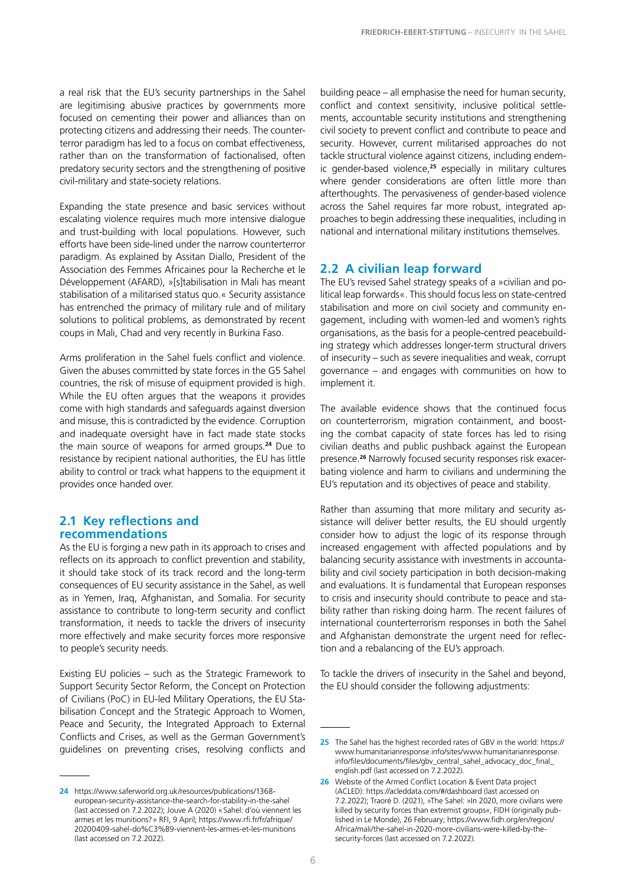a real risk that the EU's security partnerships in the Sahel are legitimising abusive practices by governments more focused on cementing their power and alliances than on protecting citizens and addressing their needs. The counterterror paradigm has led to a focus on combat effectiveness, rather than on the transformation of factionalised, often predatory security sectors and the strengthening of positive civil-military and state-society relations.

Expanding the state presence and basic services without escalating violence requires much more intensive dialogue and trust-building with local populations. However, such efforts have been side-lined under the narrow counterterror paradigm. As explained by Assitan Diallo, President of the Association des Femmes Africaines pour la Recherche et le Développement (AFARD), »[s]tabilisation in Mali has meant stabilisation of a militarised status quo.« Security assistance has entrenched the primacy of military rule and of military solutions to political problems, as demonstrated by recent coups in Mali, Chad and very recently in Burkina Faso.

Arms proliferation in the Sahel fuels conflict and violence. Given the abuses committed by state forces in the G5 Sahel countries, the risk of misuse of equipment provided is high. While the EU often argues that the weapons it provides come with high standards and safeguards against diversion and misuse, this is contradicted by the evidence. Corruption and inadequate oversight have in fact made state stocks the main source of weapons for armed groups.[24] Due to resistance by recipient national authorities, the EU has little ability to control or track what happens to the equipment it provides once handed over.

## 2.1 Key reflections and recommendations

As the EU is forging a new path in its approach to crises and reflects on its approach to conflict prevention and stability, it should take stock of its track record and the long-term consequences of EU security assistance in the Sahel, as well as in Yemen, Iraq, Afghanistan, and Somalia. For security assistance to contribute to long-term security and conflict transformation, it needs to tackle the drivers of insecurity more effectively and make security forces more responsive to people's security needs.

Existing EU policies – such as the Strategic Framework to Support Security Sector Reform, the Concept on Protection of Civilians (PoC) in EU-led Military Operations, the EU Stabilisation Concept and the Strategic Approach to Women, Peace and Security, the Integrated Approach to External Conflicts and Crises, as well as the German Government's guidelines on preventing crises, resolving conflicts and building peace – all emphasise the need for human security, conflict and context sensitivity, inclusive political settlements, accountable security institutions and strengthening civil society to prevent conflict and contribute to peace and security. However, current militarised approaches do not tackle structural violence against citizens, including endemic gender-based violence,[25] especially in military cultures where gender considerations are often little more than afterthoughts. The pervasiveness of gender-based violence across the Sahel requires far more robust, integrated approaches to begin addressing these inequalities, including in national and international military institutions themselves.

## 2.2 A civilian leap forward

The EU's revised Sahel strategy speaks of a »civilian and political leap forwards«. This should focus less on state-centred stabilisation and more on civil society and community engagement, including with women-led and women's rights organisations, as the basis for a people-centred peacebuilding strategy which addresses longer-term structural drivers of insecurity – such as severe inequalities and weak, corrupt governance – and engages with communities on how to implement it.

The available evidence shows that the continued focus on counterterrorism, migration containment, and boosting the combat capacity of state forces has led to rising civilian deaths and public pushback against the European presence.[26] Narrowly focused security responses risk exacerbating violence and harm to civilians and undermining the EU's reputation and its objectives of peace and stability.

Rather than assuming that more military and security assistance will deliver better results, the EU should urgently consider how to adjust the logic of its response through increased engagement with affected populations and by balancing security assistance with investments in accountability and civil society participation in both decision-making and evaluations. It is fundamental that European responses to crisis and insecurity should contribute to peace and stability rather than risking doing harm. The recent failures of international counterterrorism responses in both the Sahel and Afghanistan demonstrate the urgent need for reflection and a rebalancing of the EU's approach.

To tackle the drivers of insecurity in the Sahel and beyond, the EU should consider the following adjustments:

---

24 https://www.saferworld.org.uk/resources/publications/1368-european-security-assistance-the-search-for-stability-in-the-sahel (last accessed on 7.2.2022); Jouve A (2020) « Sahel: d'où viennent les armes et les munitions? » RFI, 9 April; https://www.rfi.fr/fr/afrique/20200409-sahel-do%C3%B9-viennent-les-armes-et-les-munitions (last accessed on 7.2.2022).

25 The Sahel has the highest recorded rates of GBV in the world: https://www.humanitarianresponse.info/sites/www.humanitarianresponse.info/files/documents/files/gbv_central_sahel_advocacy_doc_final_english.pdf (last accessed on 7.2.2022).

26 Website of the Armed Conflict Location & Event Data project (ACLED): https://acleddata.com/#/dashboard (last accessed on 7.2.2022); Traoré D. (2021), »The Sahel: »In 2020, more civilians were killed by security forces than extremist groups«, FIDH (originally published in Le Monde), 26 February; https://www.fidh.org/en/region/Africa/mali/the-sahel-in-2020-more-civilians-were-killed-by-the-security-forces (last accessed on 7.2.2022).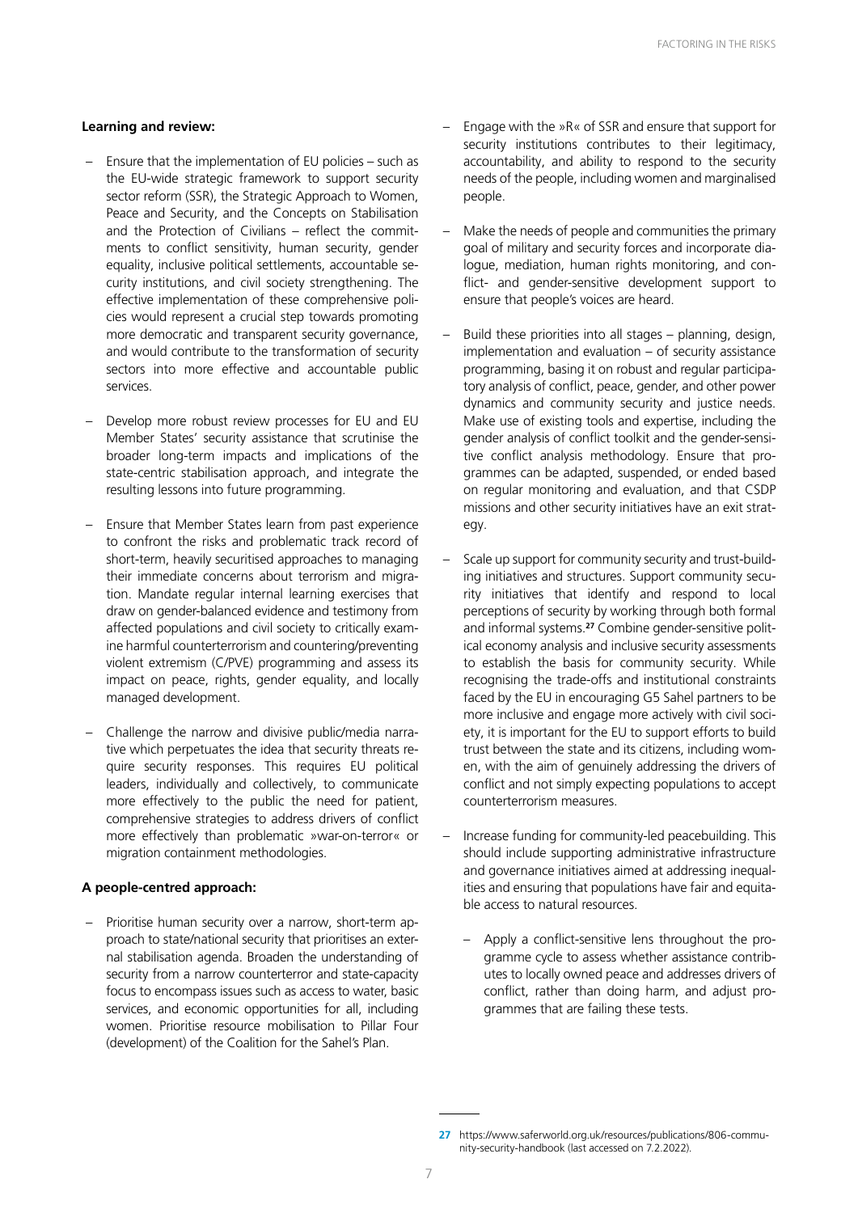**Learning and review:**

- Ensure that the implementation of EU policies – such as the EU-wide strategic framework to support security sector reform (SSR), the Strategic Approach to Women, Peace and Security, and the Concepts on Stabilisation and the Protection of Civilians – reflect the commitments to conflict sensitivity, human security, gender equality, inclusive political settlements, accountable security institutions, and civil society strengthening. The effective implementation of these comprehensive policies would represent a crucial step towards promoting more democratic and transparent security governance, and would contribute to the transformation of security sectors into more effective and accountable public services.

- Develop more robust review processes for EU and EU Member States' security assistance that scrutinise the broader long-term impacts and implications of the state-centric stabilisation approach, and integrate the resulting lessons into future programming.

- Ensure that Member States learn from past experience to confront the risks and problematic track record of short-term, heavily securitised approaches to managing their immediate concerns about terrorism and migration. Mandate regular internal learning exercises that draw on gender-balanced evidence and testimony from affected populations and civil society to critically examine harmful counterterrorism and countering/preventing violent extremism (C/PVE) programming and assess its impact on peace, rights, gender equality, and locally managed development.

- Challenge the narrow and divisive public/media narrative which perpetuates the idea that security threats require security responses. This requires EU political leaders, individually and collectively, to communicate more effectively to the public the need for patient, comprehensive strategies to address drivers of conflict more effectively than problematic »war-on-terror« or migration containment methodologies.

**A people-centred approach:**

- Prioritise human security over a narrow, short-term approach to state/national security that prioritises an external stabilisation agenda. Broaden the understanding of security from a narrow counterterror and state-capacity focus to encompass issues such as access to water, basic services, and economic opportunities for all, including women. Prioritise resource mobilisation to Pillar Four (development) of the Coalition for the Sahel's Plan.

- Engage with the »R« of SSR and ensure that support for security institutions contributes to their legitimacy, accountability, and ability to respond to the security needs of the people, including women and marginalised people.

- Make the needs of people and communities the primary goal of military and security forces and incorporate dialogue, mediation, human rights monitoring, and conflict- and gender-sensitive development support to ensure that people's voices are heard.

- Build these priorities into all stages – planning, design, implementation and evaluation – of security assistance programming, basing it on robust and regular participatory analysis of conflict, peace, gender, and other power dynamics and community security and justice needs. Make use of existing tools and expertise, including the gender analysis of conflict toolkit and the gender-sensitive conflict analysis methodology. Ensure that programmes can be adapted, suspended, or ended based on regular monitoring and evaluation, and that CSDP missions and other security initiatives have an exit strategy.

- Scale up support for community security and trust-building initiatives and structures. Support community security initiatives that identify and respond to local perceptions of security by working through both formal and informal systems.[27] Combine gender-sensitive political economy analysis and inclusive security assessments to establish the basis for community security. While recognising the trade-offs and institutional constraints faced by the EU in encouraging G5 Sahel partners to be more inclusive and engage more actively with civil society, it is important for the EU to support efforts to build trust between the state and its citizens, including women, with the aim of genuinely addressing the drivers of conflict and not simply expecting populations to accept counterterrorism measures.

- Increase funding for community-led peacebuilding. This should include supporting administrative infrastructure and governance initiatives aimed at addressing inequalities and ensuring that populations have fair and equitable access to natural resources.

  - Apply a conflict-sensitive lens throughout the programme cycle to assess whether assistance contributes to locally owned peace and addresses drivers of conflict, rather than doing harm, and adjust programmes that are failing these tests.

---

27 https://www.saferworld.org.uk/resources/publications/806-community-security-handbook (last accessed on 7.2.2022).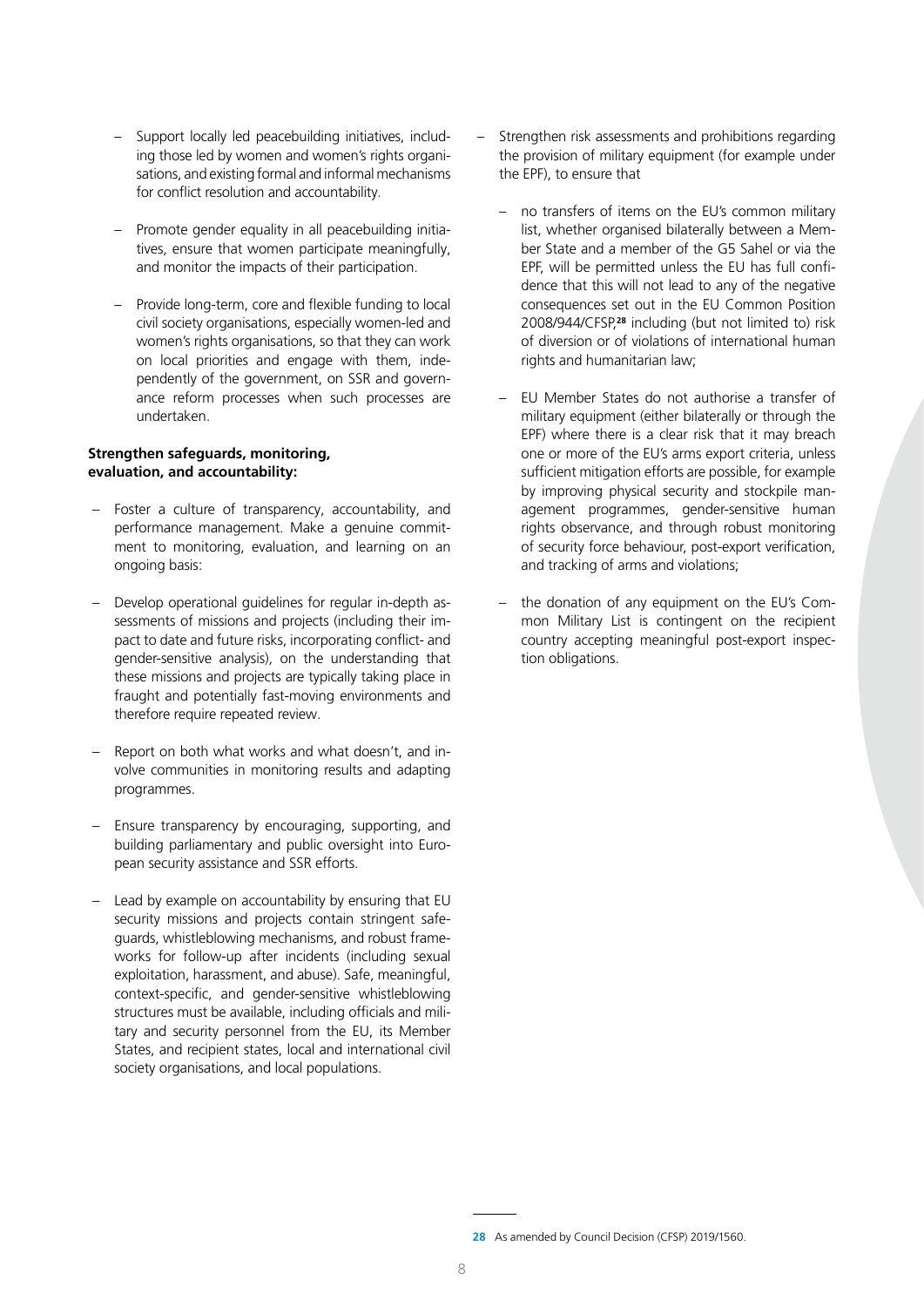- Support locally led peacebuilding initiatives, including those led by women and women's rights organisations, and existing formal and informal mechanisms for conflict resolution and accountability.
- Promote gender equality in all peacebuilding initiatives, ensure that women participate meaningfully, and monitor the impacts of their participation.
- Provide long-term, core and flexible funding to local civil society organisations, especially women-led and women's rights organisations, so that they can work on local priorities and engage with them, independently of the government, on SSR and governance reform processes when such processes are undertaken.

**Strengthen safeguards, monitoring, evaluation, and accountability:**

- Foster a culture of transparency, accountability, and performance management. Make a genuine commitment to monitoring, evaluation, and learning on an ongoing basis:
- Develop operational guidelines for regular in-depth assessments of missions and projects (including their impact to date and future risks, incorporating conflict- and gender-sensitive analysis), on the understanding that these missions and projects are typically taking place in fraught and potentially fast-moving environments and therefore require repeated review.
- Report on both what works and what doesn't, and involve communities in monitoring results and adapting programmes.
- Ensure transparency by encouraging, supporting, and building parliamentary and public oversight into European security assistance and SSR efforts.
- Lead by example on accountability by ensuring that EU security missions and projects contain stringent safeguards, whistleblowing mechanisms, and robust frameworks for follow-up after incidents (including sexual exploitation, harassment, and abuse). Safe, meaningful, context-specific, and gender-sensitive whistleblowing structures must be available, including officials and military and security personnel from the EU, its Member States, and recipient states, local and international civil society organisations, and local populations.
- Strengthen risk assessments and prohibitions regarding the provision of military equipment (for example under the EPF), to ensure that
  - no transfers of items on the EU's common military list, whether organised bilaterally between a Member State and a member of the G5 Sahel or via the EPF, will be permitted unless the EU has full confidence that this will not lead to any of the negative consequences set out in the EU Common Position 2008/944/CFSP,[28] including (but not limited to) risk of diversion or of violations of international human rights and humanitarian law;
  - EU Member States do not authorise a transfer of military equipment (either bilaterally or through the EPF) where there is a clear risk that it may breach one or more of the EU's arms export criteria, unless sufficient mitigation efforts are possible, for example by improving physical security and stockpile management programmes, gender-sensitive human rights observance, and through robust monitoring of security force behaviour, post-export verification, and tracking of arms and violations;
  - the donation of any equipment on the EU's Common Military List is contingent on the recipient country accepting meaningful post-export inspection obligations.

[28] As amended by Council Decision (CFSP) 2019/1560.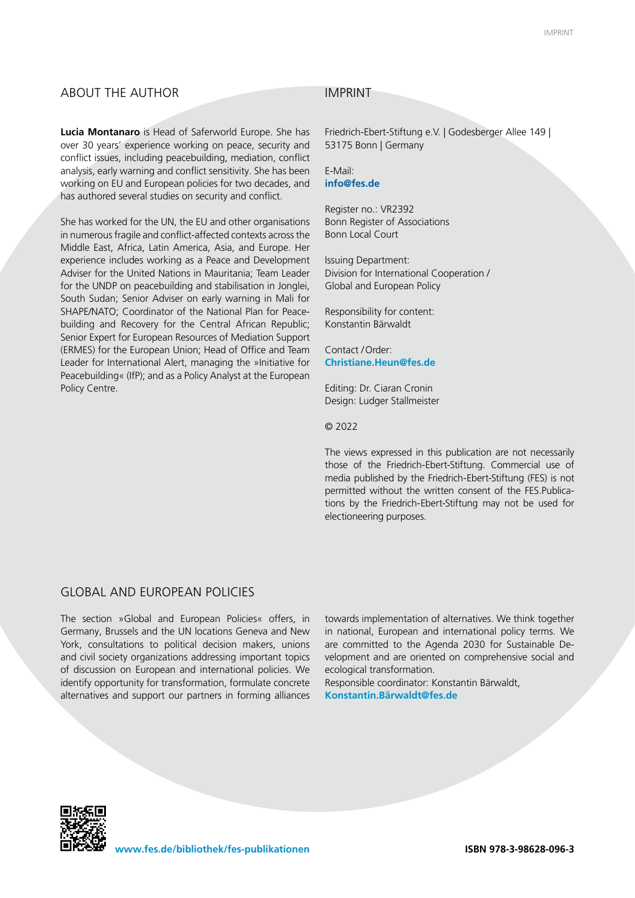## ABOUT THE AUTHOR

**Lucia Montanaro** is Head of Saferworld Europe. She has over 30 years' experience working on peace, security and conflict issues, including peacebuilding, mediation, conflict analysis, early warning and conflict sensitivity. She has been working on EU and European policies for two decades, and has authored several studies on security and conflict.

She has worked for the UN, the EU and other organisations in numerous fragile and conflict-affected contexts across the Middle East, Africa, Latin America, Asia, and Europe. Her experience includes working as a Peace and Development Adviser for the United Nations in Mauritania; Team Leader for the UNDP on peacebuilding and stabilisation in Jonglei, South Sudan; Senior Adviser on early warning in Mali for SHAPE/NATO; Coordinator of the National Plan for Peacebuilding and Recovery for the Central African Republic; Senior Expert for European Resources of Mediation Support (ERMES) for the European Union; Head of Office and Team Leader for International Alert, managing the »Initiative for Peacebuilding« (IfP); and as a Policy Analyst at the European Policy Centre.

## IMPRINT

Friedrich-Ebert-Stiftung e.V. | Godesberger Allee 149 | 53175 Bonn | Germany

E-Mail:
**info@fes.de**

Register no.: VR2392
Bonn Register of Associations
Bonn Local Court

Issuing Department:
Division for International Cooperation / Global and European Policy

Responsibility for content:
Konstantin Bärwaldt

Contact / Order:
**Christiane.Heun@fes.de**

Editing: Dr. Ciaran Cronin
Design: Ludger Stallmeister

© 2022

The views expressed in this publication are not necessarily those of the Friedrich-Ebert-Stiftung. Commercial use of media published by the Friedrich-Ebert-Stiftung (FES) is not permitted without the written consent of the FES.Publications by the Friedrich-Ebert-Stiftung may not be used for electioneering purposes.

## GLOBAL AND EUROPEAN POLICIES

The section »Global and European Policies« offers, in Germany, Brussels and the UN locations Geneva and New York, consultations to political decision makers, unions and civil society organizations addressing important topics of discussion on European and international policies. We identify opportunity for transformation, formulate concrete alternatives and support our partners in forming alliances towards implementation of alternatives. We think together in national, European and international policy terms. We are committed to the Agenda 2030 for Sustainable Development and are oriented on comprehensive social and ecological transformation.
Responsible coordinator: Konstantin Bärwaldt, **Konstantin.Bärwaldt@fes.de**

**www.fes.de/bibliothek/fes-publikationen**

**ISBN 978-3-98628-096-3**